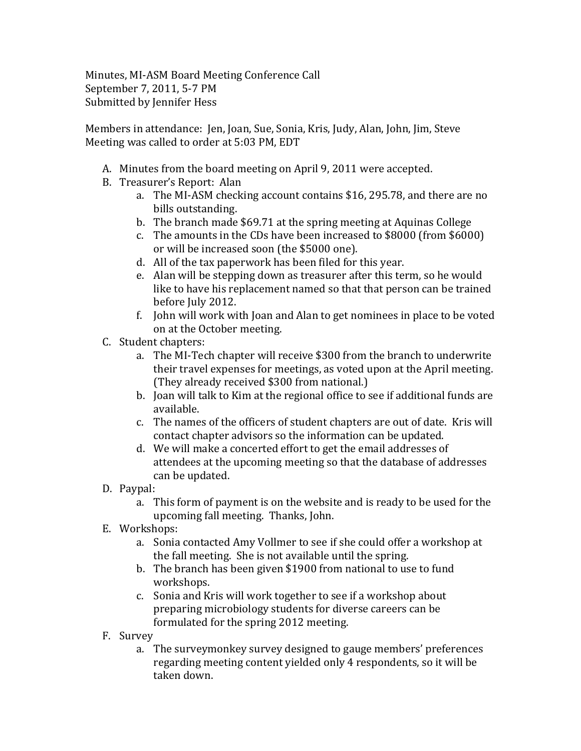Minutes, MI-ASM Board Meeting Conference Call
September 7, 2011, 5-7 PM
Submitted by Jennifer Hess

Members in attendance: Jen, Joan, Sue, Sonia, Kris, Judy, Alan, John, Jim, Steve
Meeting was called to order at 5:03 PM, EDT

A. Minutes from the board meeting on April 9, 2011 were accepted.
B. Treasurer's Report: Alan
   a. The MI-ASM checking account contains $16, 295.78, and there are no bills outstanding.
   b. The branch made $69.71 at the spring meeting at Aquinas College
   c. The amounts in the CDs have been increased to $8000 (from $6000) or will be increased soon (the $5000 one).
   d. All of the tax paperwork has been filed for this year.
   e. Alan will be stepping down as treasurer after this term, so he would like to have his replacement named so that that person can be trained before July 2012.
   f. John will work with Joan and Alan to get nominees in place to be voted on at the October meeting.
C. Student chapters:
   a. The MI-Tech chapter will receive $300 from the branch to underwrite their travel expenses for meetings, as voted upon at the April meeting. (They already received $300 from national.)
   b. Joan will talk to Kim at the regional office to see if additional funds are available.
   c. The names of the officers of student chapters are out of date. Kris will contact chapter advisors so the information can be updated.
   d. We will make a concerted effort to get the email addresses of attendees at the upcoming meeting so that the database of addresses can be updated.
D. Paypal:
   a. This form of payment is on the website and is ready to be used for the upcoming fall meeting. Thanks, John.
E. Workshops:
   a. Sonia contacted Amy Vollmer to see if she could offer a workshop at the fall meeting. She is not available until the spring.
   b. The branch has been given $1900 from national to use to fund workshops.
   c. Sonia and Kris will work together to see if a workshop about preparing microbiology students for diverse careers can be formulated for the spring 2012 meeting.
F. Survey
   a. The surveymonkey survey designed to gauge members' preferences regarding meeting content yielded only 4 respondents, so it will be taken down.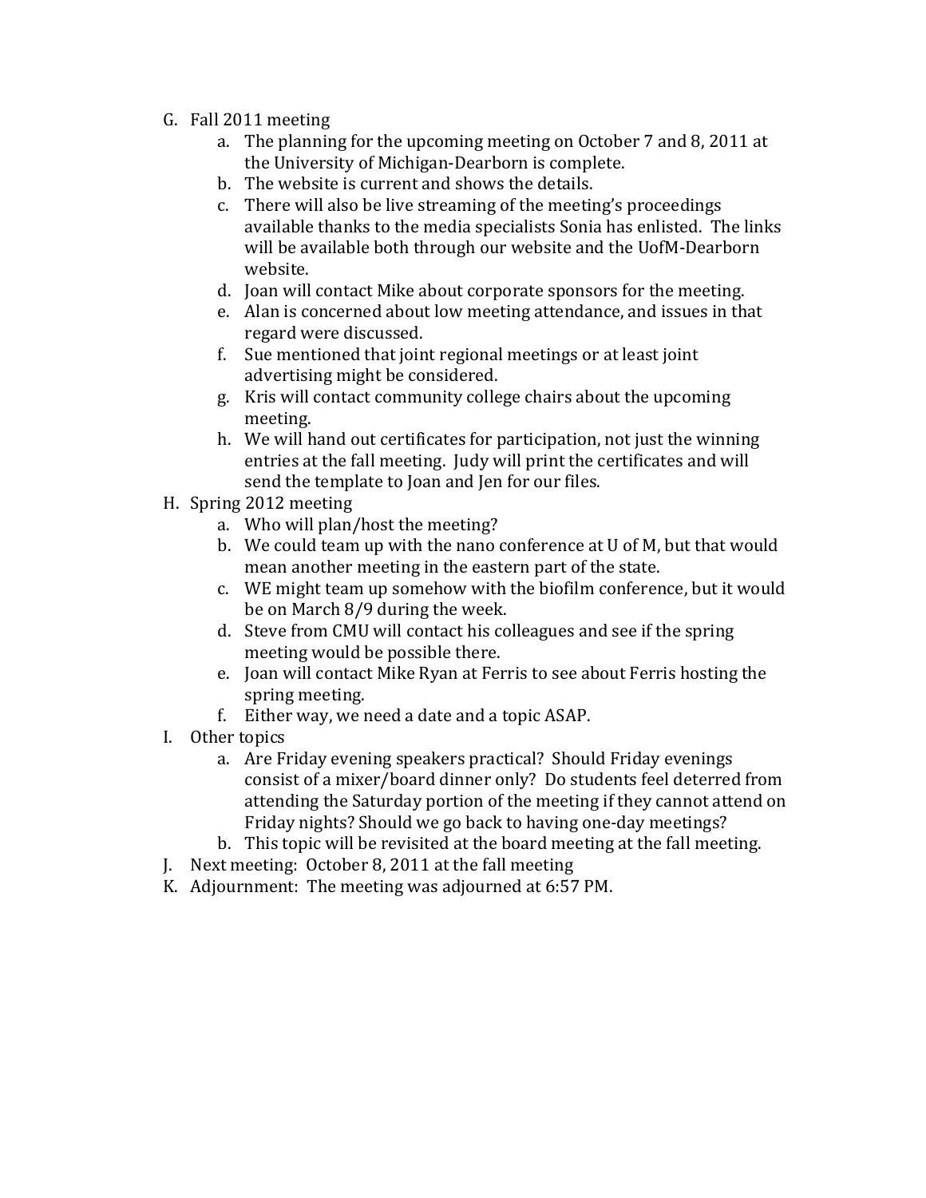G. Fall 2011 meeting
   a. The planning for the upcoming meeting on October 7 and 8, 2011 at the University of Michigan-Dearborn is complete.
   b. The website is current and shows the details.
   c. There will also be live streaming of the meeting's proceedings available thanks to the media specialists Sonia has enlisted. The links will be available both through our website and the UofM-Dearborn website.
   d. Joan will contact Mike about corporate sponsors for the meeting.
   e. Alan is concerned about low meeting attendance, and issues in that regard were discussed.
   f. Sue mentioned that joint regional meetings or at least joint advertising might be considered.
   g. Kris will contact community college chairs about the upcoming meeting.
   h. We will hand out certificates for participation, not just the winning entries at the fall meeting. Judy will print the certificates and will send the template to Joan and Jen for our files.

H. Spring 2012 meeting
   a. Who will plan/host the meeting?
   b. We could team up with the nano conference at U of M, but that would mean another meeting in the eastern part of the state.
   c. WE might team up somehow with the biofilm conference, but it would be on March 8/9 during the week.
   d. Steve from CMU will contact his colleagues and see if the spring meeting would be possible there.
   e. Joan will contact Mike Ryan at Ferris to see about Ferris hosting the spring meeting.
   f. Either way, we need a date and a topic ASAP.

I. Other topics
   a. Are Friday evening speakers practical? Should Friday evenings consist of a mixer/board dinner only? Do students feel deterred from attending the Saturday portion of the meeting if they cannot attend on Friday nights? Should we go back to having one-day meetings?
   b. This topic will be revisited at the board meeting at the fall meeting.

J. Next meeting: October 8, 2011 at the fall meeting

K. Adjournment: The meeting was adjourned at 6:57 PM.